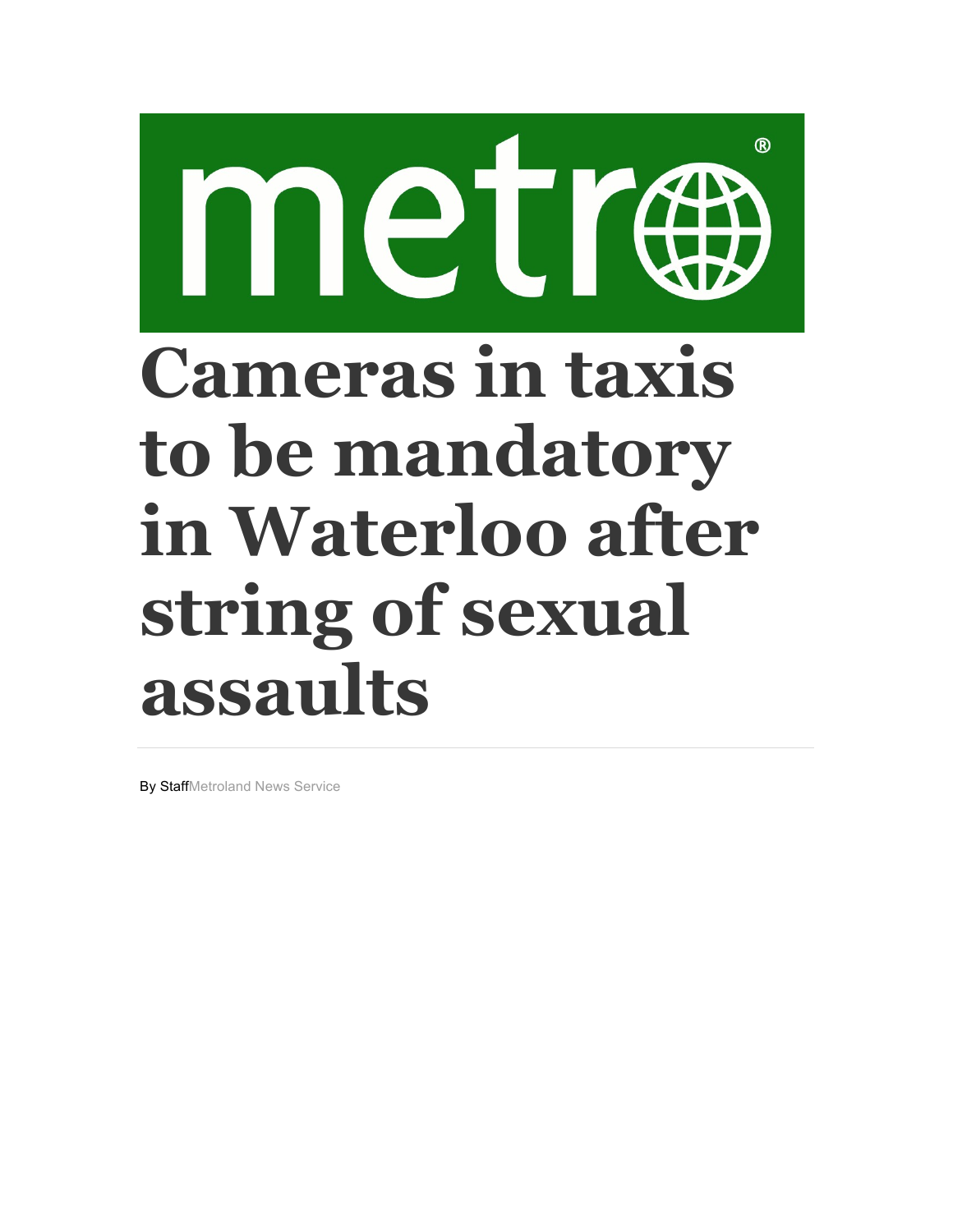# Cameras in taxis to be mandatory in Waterloo after string of sexual assaults

By Staff Metroland News Service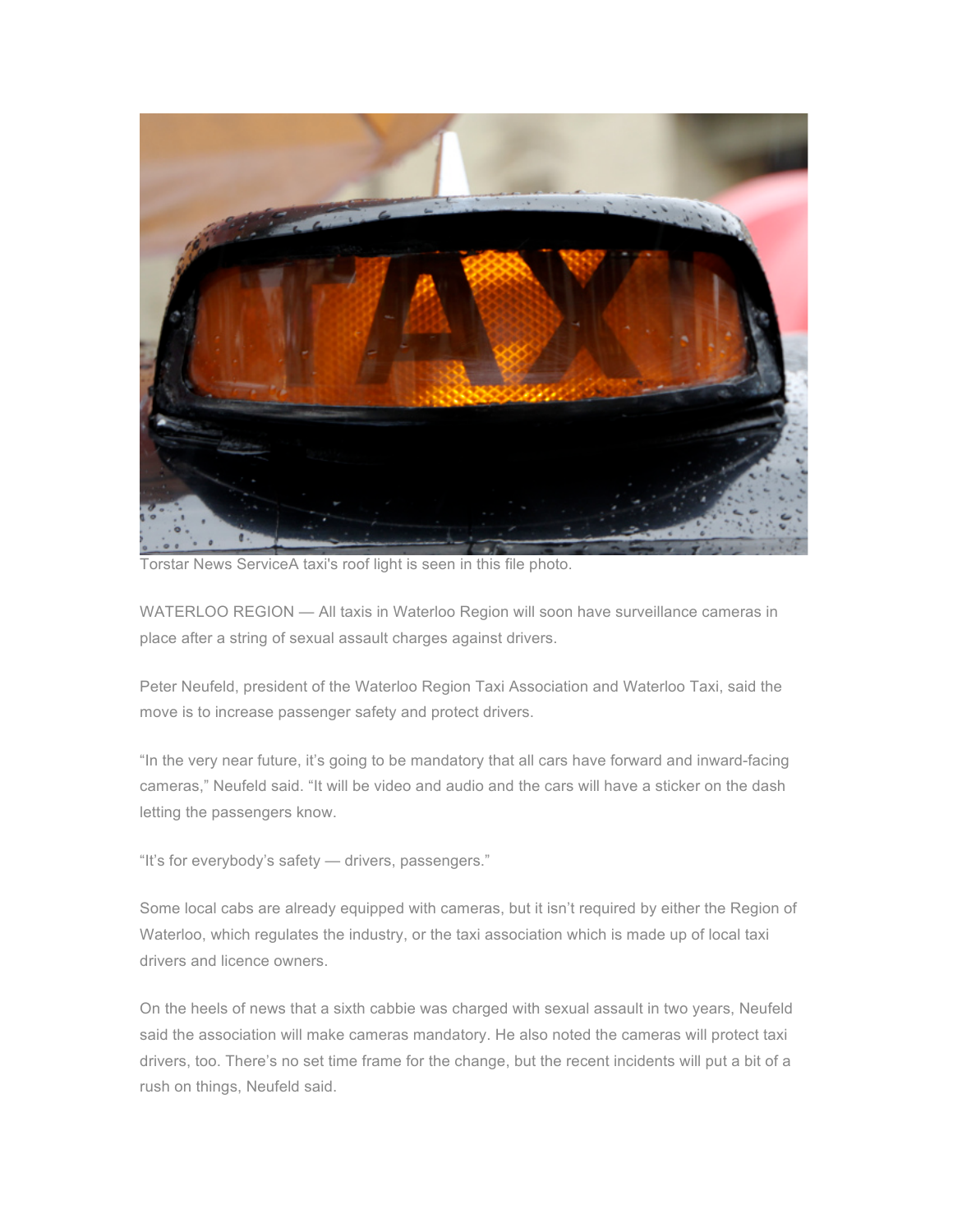Torstar News ServiceA taxi's roof light is seen in this file photo.

WATERLOO REGION — All taxis in Waterloo Region will soon have surveillance cameras in place after a string of sexual assault charges against drivers.

Peter Neufeld, president of the Waterloo Region Taxi Association and Waterloo Taxi, said the move is to increase passenger safety and protect drivers.

"In the very near future, it's going to be mandatory that all cars have forward and inward-facing cameras," Neufeld said. "It will be video and audio and the cars will have a sticker on the dash letting the passengers know.

"It's for everybody's safety — drivers, passengers."

Some local cabs are already equipped with cameras, but it isn't required by either the Region of Waterloo, which regulates the industry, or the taxi association which is made up of local taxi drivers and licence owners.

On the heels of news that a sixth cabbie was charged with sexual assault in two years, Neufeld said the association will make cameras mandatory. He also noted the cameras will protect taxi drivers, too. There's no set time frame for the change, but the recent incidents will put a bit of a rush on things, Neufeld said.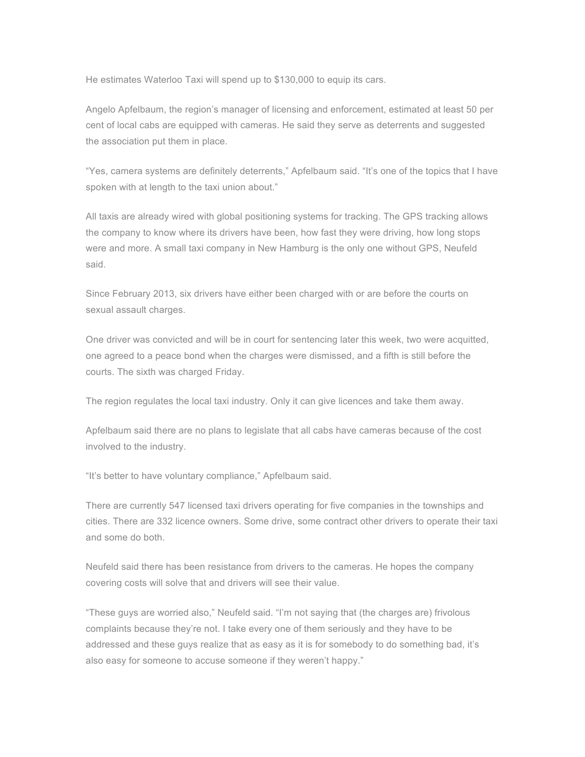He estimates Waterloo Taxi will spend up to $130,000 to equip its cars.

Angelo Apfelbaum, the region's manager of licensing and enforcement, estimated at least 50 per cent of local cabs are equipped with cameras. He said they serve as deterrents and suggested the association put them in place.

"Yes, camera systems are definitely deterrents," Apfelbaum said. "It's one of the topics that I have spoken with at length to the taxi union about."

All taxis are already wired with global positioning systems for tracking. The GPS tracking allows the company to know where its drivers have been, how fast they were driving, how long stops were and more. A small taxi company in New Hamburg is the only one without GPS, Neufeld said.

Since February 2013, six drivers have either been charged with or are before the courts on sexual assault charges.

One driver was convicted and will be in court for sentencing later this week, two were acquitted, one agreed to a peace bond when the charges were dismissed, and a fifth is still before the courts. The sixth was charged Friday.

The region regulates the local taxi industry. Only it can give licences and take them away.

Apfelbaum said there are no plans to legislate that all cabs have cameras because of the cost involved to the industry.

"It's better to have voluntary compliance," Apfelbaum said.

There are currently 547 licensed taxi drivers operating for five companies in the townships and cities. There are 332 licence owners. Some drive, some contract other drivers to operate their taxi and some do both.

Neufeld said there has been resistance from drivers to the cameras. He hopes the company covering costs will solve that and drivers will see their value.

"These guys are worried also," Neufeld said. "I'm not saying that (the charges are) frivolous complaints because they're not. I take every one of them seriously and they have to be addressed and these guys realize that as easy as it is for somebody to do something bad, it's also easy for someone to accuse someone if they weren't happy."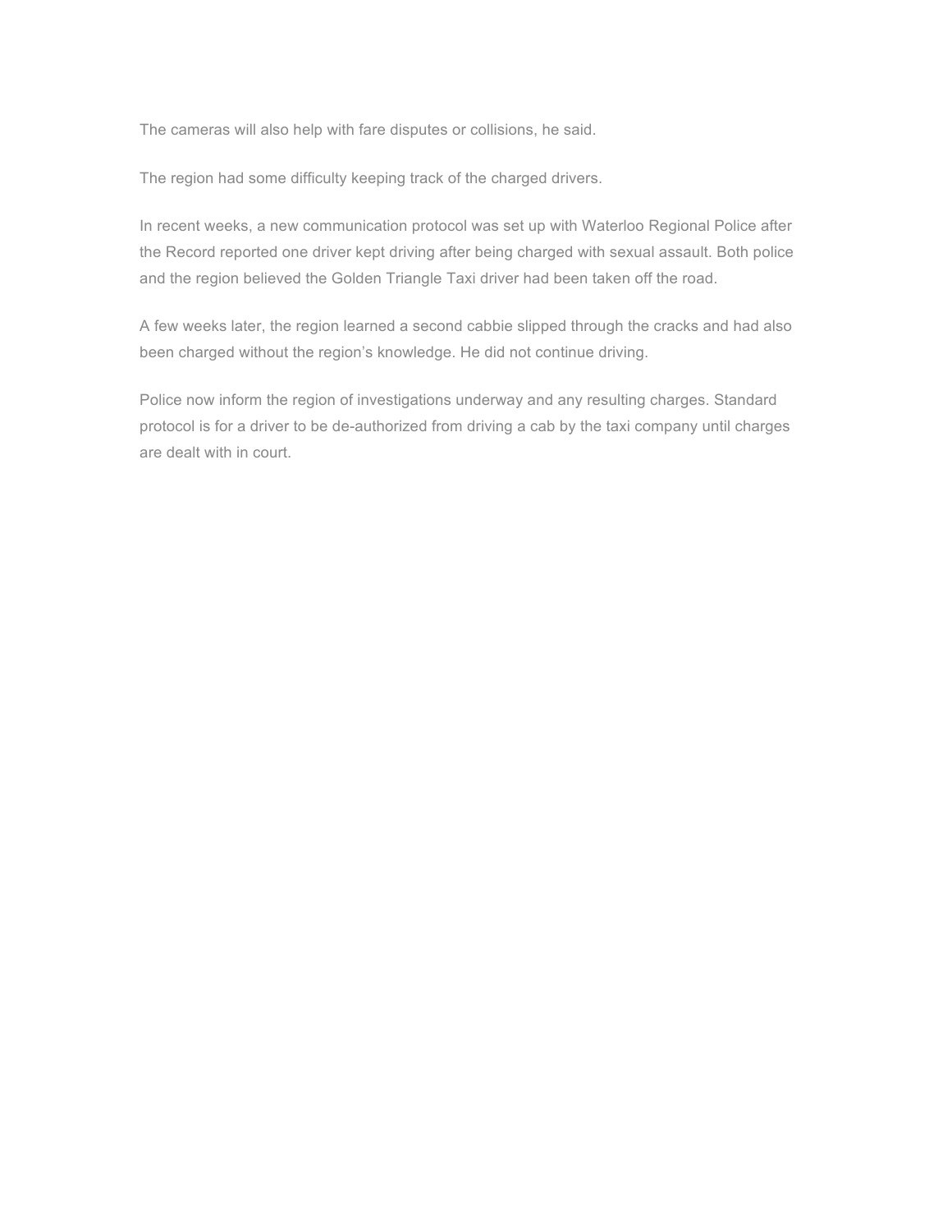The cameras will also help with fare disputes or collisions, he said.

The region had some difficulty keeping track of the charged drivers.

In recent weeks, a new communication protocol was set up with Waterloo Regional Police after the Record reported one driver kept driving after being charged with sexual assault. Both police and the region believed the Golden Triangle Taxi driver had been taken off the road.

A few weeks later, the region learned a second cabbie slipped through the cracks and had also been charged without the region's knowledge. He did not continue driving.

Police now inform the region of investigations underway and any resulting charges. Standard protocol is for a driver to be de-authorized from driving a cab by the taxi company until charges are dealt with in court.